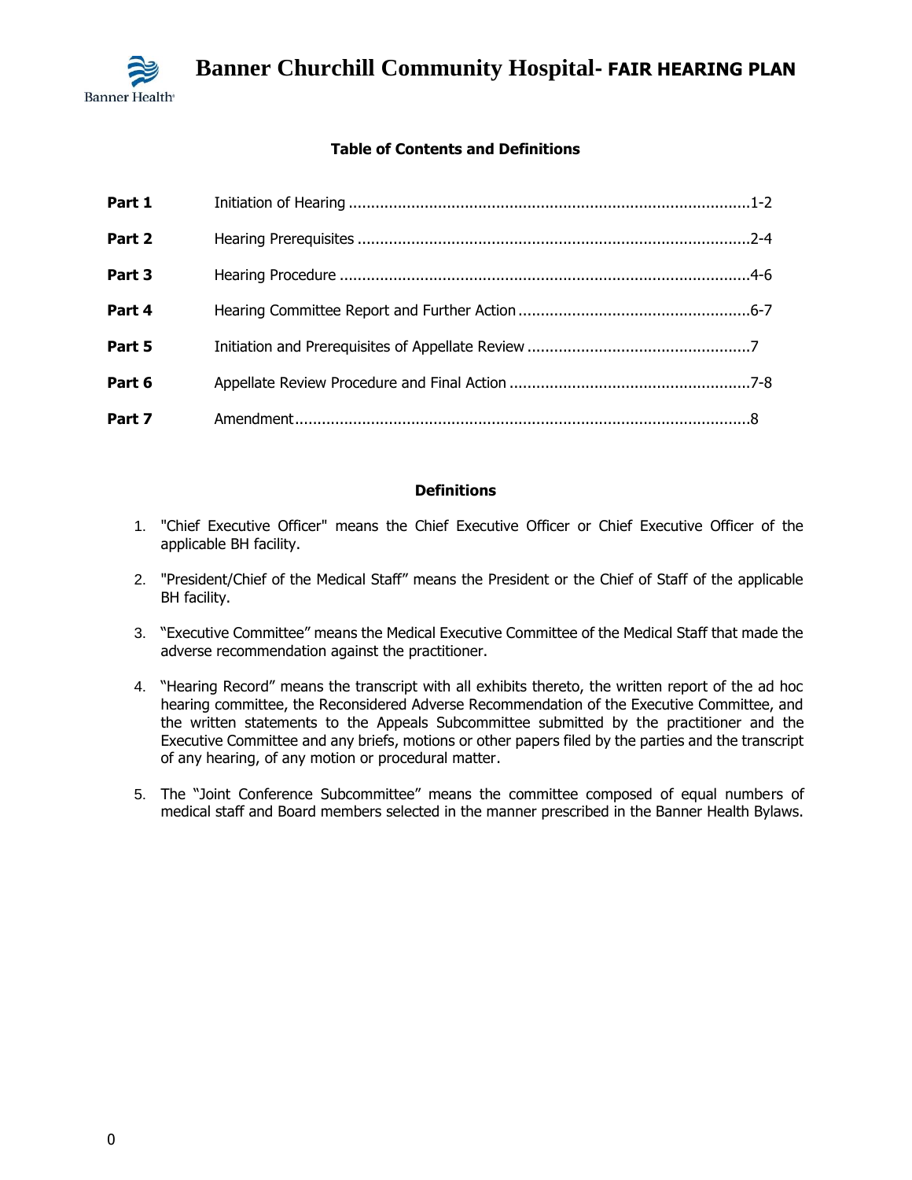# Banner Churchill Community Hospital- FAIR HEARING PLAN

## Table of Contents and Definitions

| | | |
|---|---|---|
| **Part 1** | Initiation of Hearing | 1-2 |
| **Part 2** | Hearing Prerequisites | 2-4 |
| **Part 3** | Hearing Procedure | 4-6 |
| **Part 4** | Hearing Committee Report and Further Action | 6-7 |
| **Part 5** | Initiation and Prerequisites of Appellate Review | 7 |
| **Part 6** | Appellate Review Procedure and Final Action | 7-8 |
| **Part 7** | Amendment | 8 |

## Definitions

1. "Chief Executive Officer" means the Chief Executive Officer or Chief Executive Officer of the applicable BH facility.

2. "President/Chief of the Medical Staff" means the President or the Chief of Staff of the applicable BH facility.

3. "Executive Committee" means the Medical Executive Committee of the Medical Staff that made the adverse recommendation against the practitioner.

4. "Hearing Record" means the transcript with all exhibits thereto, the written report of the ad hoc hearing committee, the Reconsidered Adverse Recommendation of the Executive Committee, and the written statements to the Appeals Subcommittee submitted by the practitioner and the Executive Committee and any briefs, motions or other papers filed by the parties and the transcript of any hearing, of any motion or procedural matter.

5. The "Joint Conference Subcommittee" means the committee composed of equal numbers of medical staff and Board members selected in the manner prescribed in the Banner Health Bylaws.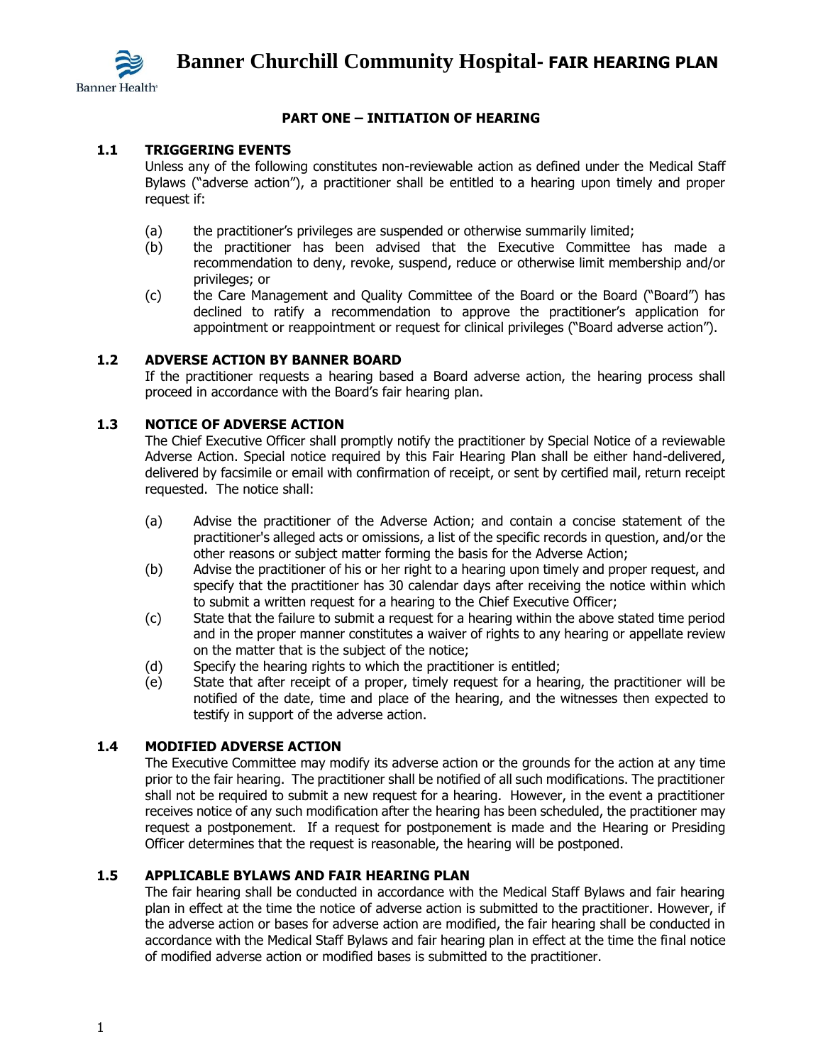# Banner Churchill Community Hospital- FAIR HEARING PLAN

## PART ONE – INITIATION OF HEARING

### 1.1 TRIGGERING EVENTS

Unless any of the following constitutes non-reviewable action as defined under the Medical Staff Bylaws ("adverse action"), a practitioner shall be entitled to a hearing upon timely and proper request if:

(a) the practitioner's privileges are suspended or otherwise summarily limited;

(b) the practitioner has been advised that the Executive Committee has made a recommendation to deny, revoke, suspend, reduce or otherwise limit membership and/or privileges; or

(c) the Care Management and Quality Committee of the Board or the Board ("Board") has declined to ratify a recommendation to approve the practitioner's application for appointment or reappointment or request for clinical privileges ("Board adverse action").

### 1.2 ADVERSE ACTION BY BANNER BOARD

If the practitioner requests a hearing based a Board adverse action, the hearing process shall proceed in accordance with the Board's fair hearing plan.

### 1.3 NOTICE OF ADVERSE ACTION

The Chief Executive Officer shall promptly notify the practitioner by Special Notice of a reviewable Adverse Action. Special notice required by this Fair Hearing Plan shall be either hand-delivered, delivered by facsimile or email with confirmation of receipt, or sent by certified mail, return receipt requested. The notice shall:

(a) Advise the practitioner of the Adverse Action; and contain a concise statement of the practitioner's alleged acts or omissions, a list of the specific records in question, and/or the other reasons or subject matter forming the basis for the Adverse Action;

(b) Advise the practitioner of his or her right to a hearing upon timely and proper request, and specify that the practitioner has 30 calendar days after receiving the notice within which to submit a written request for a hearing to the Chief Executive Officer;

(c) State that the failure to submit a request for a hearing within the above stated time period and in the proper manner constitutes a waiver of rights to any hearing or appellate review on the matter that is the subject of the notice;

(d) Specify the hearing rights to which the practitioner is entitled;

(e) State that after receipt of a proper, timely request for a hearing, the practitioner will be notified of the date, time and place of the hearing, and the witnesses then expected to testify in support of the adverse action.

### 1.4 MODIFIED ADVERSE ACTION

The Executive Committee may modify its adverse action or the grounds for the action at any time prior to the fair hearing. The practitioner shall be notified of all such modifications. The practitioner shall not be required to submit a new request for a hearing. However, in the event a practitioner receives notice of any such modification after the hearing has been scheduled, the practitioner may request a postponement. If a request for postponement is made and the Hearing or Presiding Officer determines that the request is reasonable, the hearing will be postponed.

### 1.5 APPLICABLE BYLAWS AND FAIR HEARING PLAN

The fair hearing shall be conducted in accordance with the Medical Staff Bylaws and fair hearing plan in effect at the time the notice of adverse action is submitted to the practitioner. However, if the adverse action or bases for adverse action are modified, the fair hearing shall be conducted in accordance with the Medical Staff Bylaws and fair hearing plan in effect at the time the final notice of modified adverse action or modified bases is submitted to the practitioner.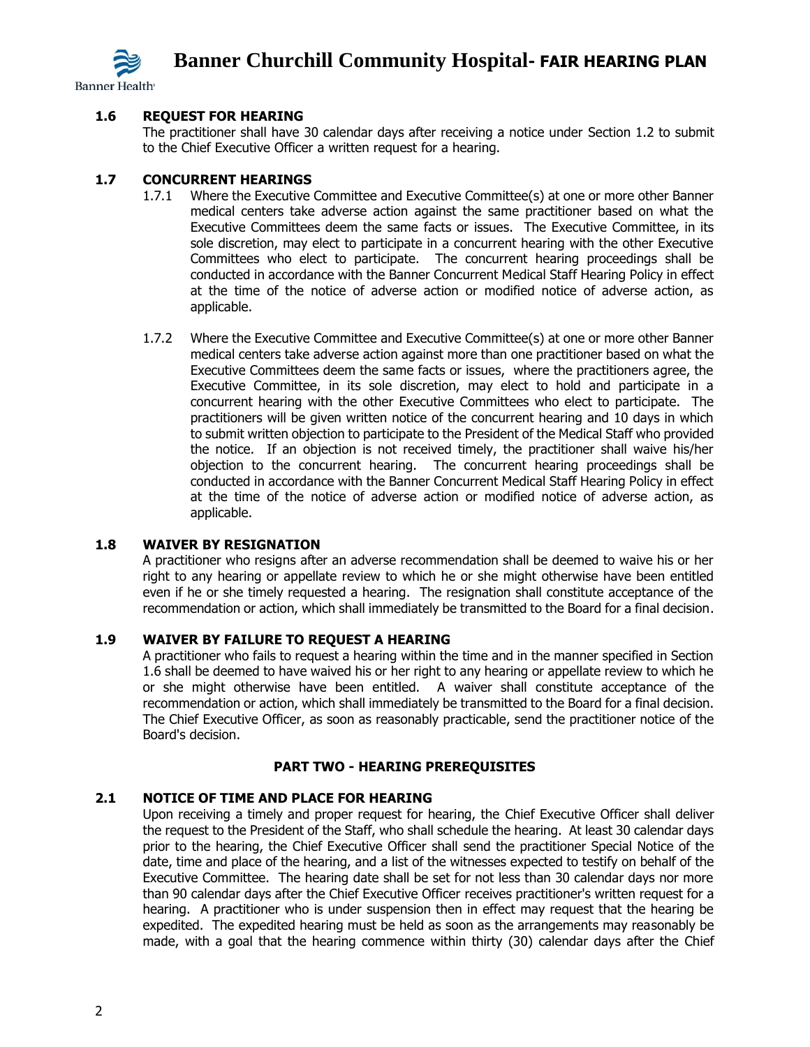### 1.6 REQUEST FOR HEARING

The practitioner shall have 30 calendar days after receiving a notice under Section 1.2 to submit to the Chief Executive Officer a written request for a hearing.

### 1.7 CONCURRENT HEARINGS

1.7.1 Where the Executive Committee and Executive Committee(s) at one or more other Banner medical centers take adverse action against the same practitioner based on what the Executive Committees deem the same facts or issues. The Executive Committee, in its sole discretion, may elect to participate in a concurrent hearing with the other Executive Committees who elect to participate. The concurrent hearing proceedings shall be conducted in accordance with the Banner Concurrent Medical Staff Hearing Policy in effect at the time of the notice of adverse action or modified notice of adverse action, as applicable.

1.7.2 Where the Executive Committee and Executive Committee(s) at one or more other Banner medical centers take adverse action against more than one practitioner based on what the Executive Committees deem the same facts or issues, where the practitioners agree, the Executive Committee, in its sole discretion, may elect to hold and participate in a concurrent hearing with the other Executive Committees who elect to participate. The practitioners will be given written notice of the concurrent hearing and 10 days in which to submit written objection to participate to the President of the Medical Staff who provided the notice. If an objection is not received timely, the practitioner shall waive his/her objection to the concurrent hearing. The concurrent hearing proceedings shall be conducted in accordance with the Banner Concurrent Medical Staff Hearing Policy in effect at the time of the notice of adverse action or modified notice of adverse action, as applicable.

### 1.8 WAIVER BY RESIGNATION

A practitioner who resigns after an adverse recommendation shall be deemed to waive his or her right to any hearing or appellate review to which he or she might otherwise have been entitled even if he or she timely requested a hearing. The resignation shall constitute acceptance of the recommendation or action, which shall immediately be transmitted to the Board for a final decision.

### 1.9 WAIVER BY FAILURE TO REQUEST A HEARING

A practitioner who fails to request a hearing within the time and in the manner specified in Section 1.6 shall be deemed to have waived his or her right to any hearing or appellate review to which he or she might otherwise have been entitled. A waiver shall constitute acceptance of the recommendation or action, which shall immediately be transmitted to the Board for a final decision. The Chief Executive Officer, as soon as reasonably practicable, send the practitioner notice of the Board's decision.

## PART TWO - HEARING PREREQUISITES

### 2.1 NOTICE OF TIME AND PLACE FOR HEARING

Upon receiving a timely and proper request for hearing, the Chief Executive Officer shall deliver the request to the President of the Staff, who shall schedule the hearing. At least 30 calendar days prior to the hearing, the Chief Executive Officer shall send the practitioner Special Notice of the date, time and place of the hearing, and a list of the witnesses expected to testify on behalf of the Executive Committee. The hearing date shall be set for not less than 30 calendar days nor more than 90 calendar days after the Chief Executive Officer receives practitioner's written request for a hearing. A practitioner who is under suspension then in effect may request that the hearing be expedited. The expedited hearing must be held as soon as the arrangements may reasonably be made, with a goal that the hearing commence within thirty (30) calendar days after the Chief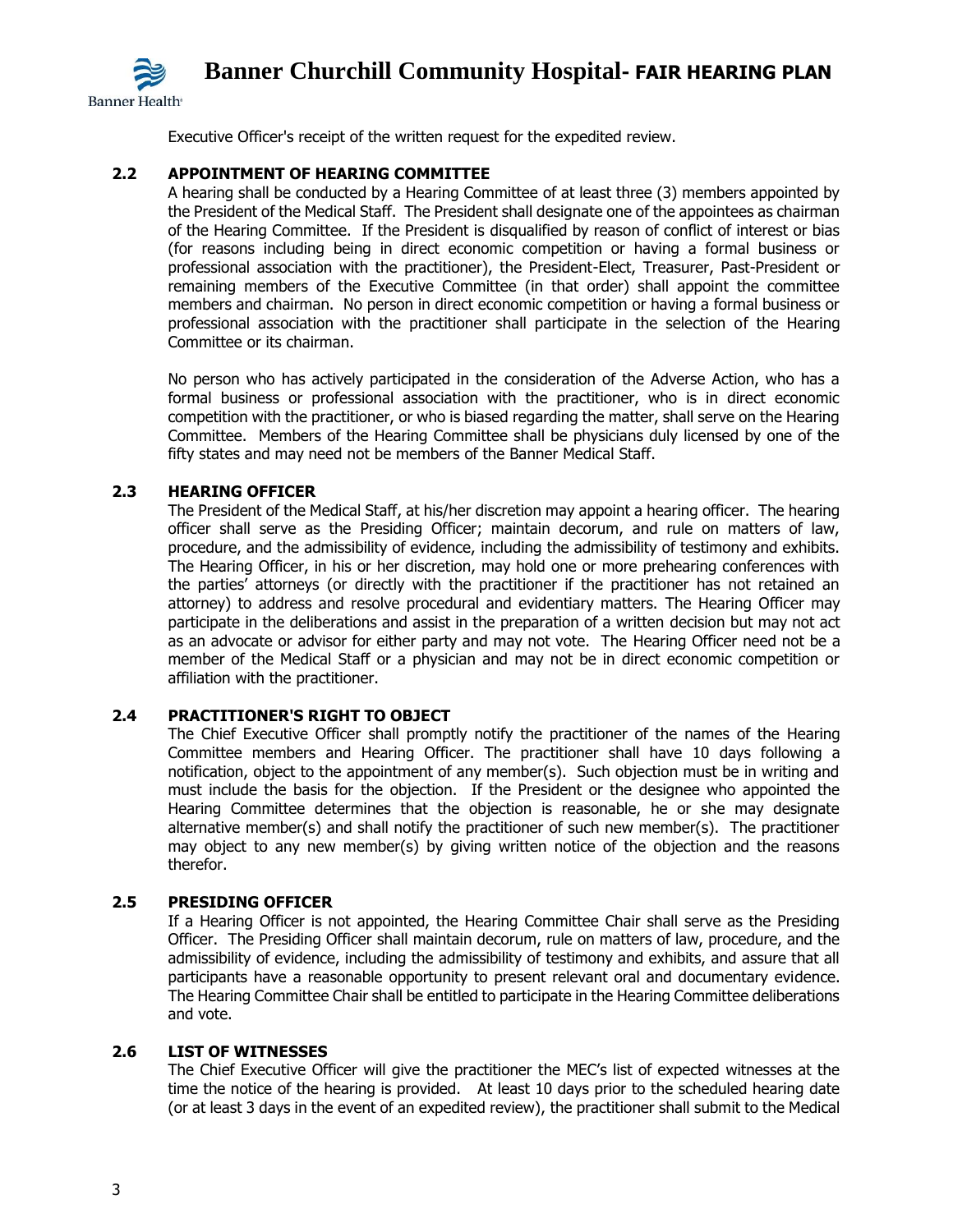Executive Officer's receipt of the written request for the expedited review.

### 2.2 APPOINTMENT OF HEARING COMMITTEE

A hearing shall be conducted by a Hearing Committee of at least three (3) members appointed by the President of the Medical Staff. The President shall designate one of the appointees as chairman of the Hearing Committee. If the President is disqualified by reason of conflict of interest or bias (for reasons including being in direct economic competition or having a formal business or professional association with the practitioner), the President-Elect, Treasurer, Past-President or remaining members of the Executive Committee (in that order) shall appoint the committee members and chairman. No person in direct economic competition or having a formal business or professional association with the practitioner shall participate in the selection of the Hearing Committee or its chairman.

No person who has actively participated in the consideration of the Adverse Action, who has a formal business or professional association with the practitioner, who is in direct economic competition with the practitioner, or who is biased regarding the matter, shall serve on the Hearing Committee. Members of the Hearing Committee shall be physicians duly licensed by one of the fifty states and may need not be members of the Banner Medical Staff.

### 2.3 HEARING OFFICER

The President of the Medical Staff, at his/her discretion may appoint a hearing officer. The hearing officer shall serve as the Presiding Officer; maintain decorum, and rule on matters of law, procedure, and the admissibility of evidence, including the admissibility of testimony and exhibits. The Hearing Officer, in his or her discretion, may hold one or more prehearing conferences with the parties' attorneys (or directly with the practitioner if the practitioner has not retained an attorney) to address and resolve procedural and evidentiary matters. The Hearing Officer may participate in the deliberations and assist in the preparation of a written decision but may not act as an advocate or advisor for either party and may not vote. The Hearing Officer need not be a member of the Medical Staff or a physician and may not be in direct economic competition or affiliation with the practitioner.

### 2.4 PRACTITIONER'S RIGHT TO OBJECT

The Chief Executive Officer shall promptly notify the practitioner of the names of the Hearing Committee members and Hearing Officer. The practitioner shall have 10 days following a notification, object to the appointment of any member(s). Such objection must be in writing and must include the basis for the objection. If the President or the designee who appointed the Hearing Committee determines that the objection is reasonable, he or she may designate alternative member(s) and shall notify the practitioner of such new member(s). The practitioner may object to any new member(s) by giving written notice of the objection and the reasons therefor.

### 2.5 PRESIDING OFFICER

If a Hearing Officer is not appointed, the Hearing Committee Chair shall serve as the Presiding Officer. The Presiding Officer shall maintain decorum, rule on matters of law, procedure, and the admissibility of evidence, including the admissibility of testimony and exhibits, and assure that all participants have a reasonable opportunity to present relevant oral and documentary evidence. The Hearing Committee Chair shall be entitled to participate in the Hearing Committee deliberations and vote.

### 2.6 LIST OF WITNESSES

The Chief Executive Officer will give the practitioner the MEC's list of expected witnesses at the time the notice of the hearing is provided. At least 10 days prior to the scheduled hearing date (or at least 3 days in the event of an expedited review), the practitioner shall submit to the Medical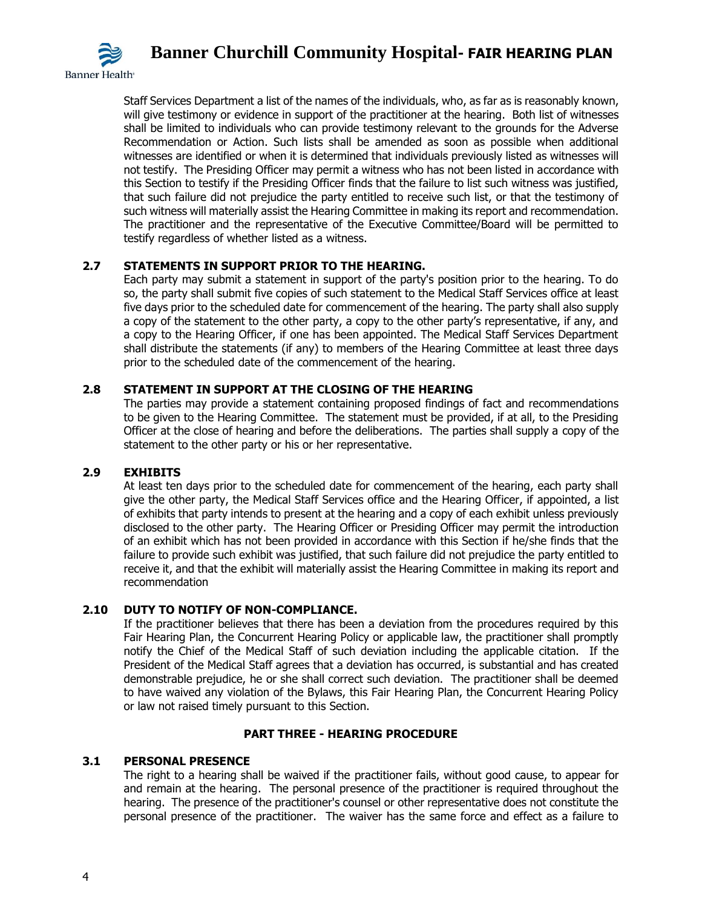Staff Services Department a list of the names of the individuals, who, as far as is reasonably known, will give testimony or evidence in support of the practitioner at the hearing. Both list of witnesses shall be limited to individuals who can provide testimony relevant to the grounds for the Adverse Recommendation or Action. Such lists shall be amended as soon as possible when additional witnesses are identified or when it is determined that individuals previously listed as witnesses will not testify. The Presiding Officer may permit a witness who has not been listed in accordance with this Section to testify if the Presiding Officer finds that the failure to list such witness was justified, that such failure did not prejudice the party entitled to receive such list, or that the testimony of such witness will materially assist the Hearing Committee in making its report and recommendation. The practitioner and the representative of the Executive Committee/Board will be permitted to testify regardless of whether listed as a witness.

### 2.7 STATEMENTS IN SUPPORT PRIOR TO THE HEARING.

Each party may submit a statement in support of the party's position prior to the hearing. To do so, the party shall submit five copies of such statement to the Medical Staff Services office at least five days prior to the scheduled date for commencement of the hearing. The party shall also supply a copy of the statement to the other party, a copy to the other party's representative, if any, and a copy to the Hearing Officer, if one has been appointed. The Medical Staff Services Department shall distribute the statements (if any) to members of the Hearing Committee at least three days prior to the scheduled date of the commencement of the hearing.

### 2.8 STATEMENT IN SUPPORT AT THE CLOSING OF THE HEARING

The parties may provide a statement containing proposed findings of fact and recommendations to be given to the Hearing Committee. The statement must be provided, if at all, to the Presiding Officer at the close of hearing and before the deliberations. The parties shall supply a copy of the statement to the other party or his or her representative.

### 2.9 EXHIBITS

At least ten days prior to the scheduled date for commencement of the hearing, each party shall give the other party, the Medical Staff Services office and the Hearing Officer, if appointed, a list of exhibits that party intends to present at the hearing and a copy of each exhibit unless previously disclosed to the other party. The Hearing Officer or Presiding Officer may permit the introduction of an exhibit which has not been provided in accordance with this Section if he/she finds that the failure to provide such exhibit was justified, that such failure did not prejudice the party entitled to receive it, and that the exhibit will materially assist the Hearing Committee in making its report and recommendation

### 2.10 DUTY TO NOTIFY OF NON-COMPLIANCE.

If the practitioner believes that there has been a deviation from the procedures required by this Fair Hearing Plan, the Concurrent Hearing Policy or applicable law, the practitioner shall promptly notify the Chief of the Medical Staff of such deviation including the applicable citation. If the President of the Medical Staff agrees that a deviation has occurred, is substantial and has created demonstrable prejudice, he or she shall correct such deviation. The practitioner shall be deemed to have waived any violation of the Bylaws, this Fair Hearing Plan, the Concurrent Hearing Policy or law not raised timely pursuant to this Section.

## PART THREE - HEARING PROCEDURE

### 3.1 PERSONAL PRESENCE

The right to a hearing shall be waived if the practitioner fails, without good cause, to appear for and remain at the hearing. The personal presence of the practitioner is required throughout the hearing. The presence of the practitioner's counsel or other representative does not constitute the personal presence of the practitioner. The waiver has the same force and effect as a failure to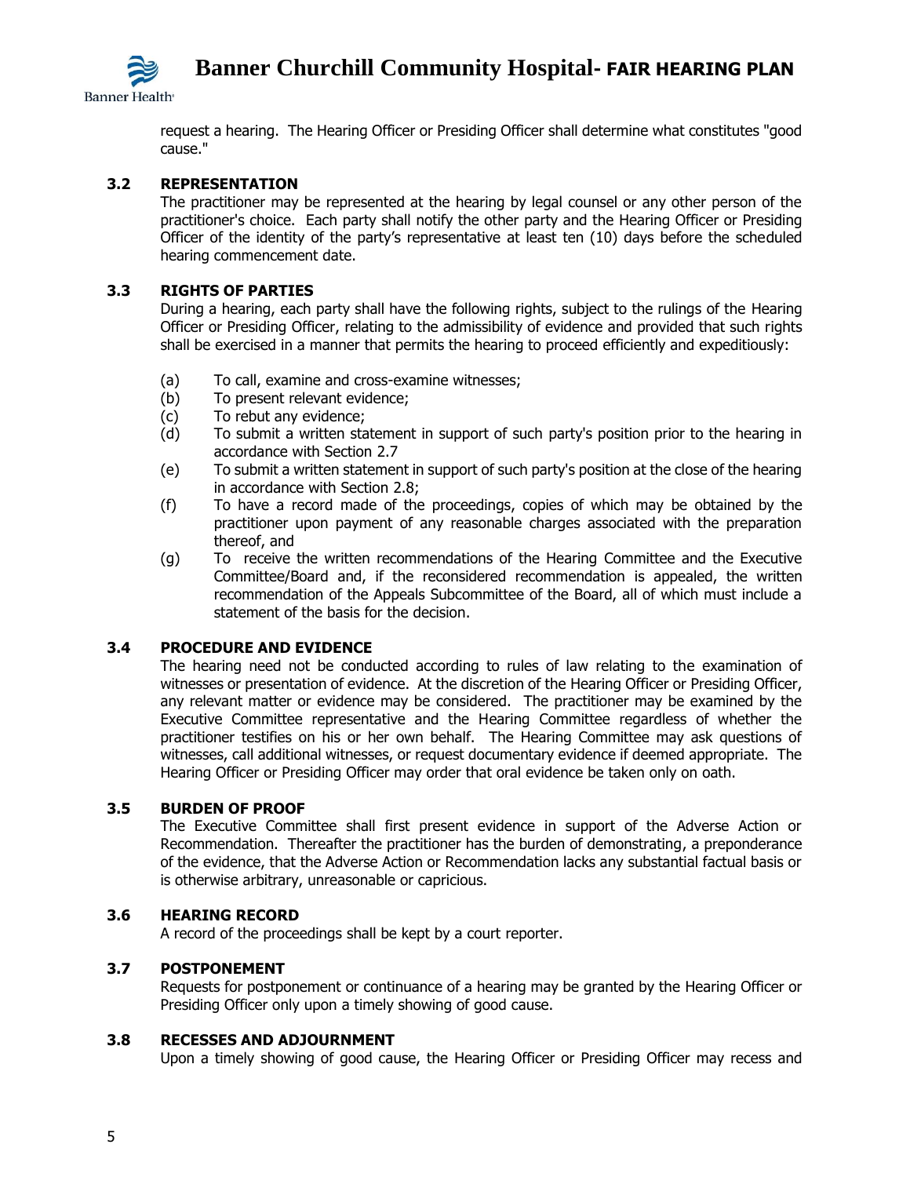request a hearing. The Hearing Officer or Presiding Officer shall determine what constitutes "good cause."

### 3.2 REPRESENTATION

The practitioner may be represented at the hearing by legal counsel or any other person of the practitioner's choice. Each party shall notify the other party and the Hearing Officer or Presiding Officer of the identity of the party's representative at least ten (10) days before the scheduled hearing commencement date.

### 3.3 RIGHTS OF PARTIES

During a hearing, each party shall have the following rights, subject to the rulings of the Hearing Officer or Presiding Officer, relating to the admissibility of evidence and provided that such rights shall be exercised in a manner that permits the hearing to proceed efficiently and expeditiously:

- (a) To call, examine and cross-examine witnesses;
- (b) To present relevant evidence;
- (c) To rebut any evidence;
- (d) To submit a written statement in support of such party's position prior to the hearing in accordance with Section 2.7
- (e) To submit a written statement in support of such party's position at the close of the hearing in accordance with Section 2.8;
- (f) To have a record made of the proceedings, copies of which may be obtained by the practitioner upon payment of any reasonable charges associated with the preparation thereof, and
- (g) To receive the written recommendations of the Hearing Committee and the Executive Committee/Board and, if the reconsidered recommendation is appealed, the written recommendation of the Appeals Subcommittee of the Board, all of which must include a statement of the basis for the decision.

### 3.4 PROCEDURE AND EVIDENCE

The hearing need not be conducted according to rules of law relating to the examination of witnesses or presentation of evidence. At the discretion of the Hearing Officer or Presiding Officer, any relevant matter or evidence may be considered. The practitioner may be examined by the Executive Committee representative and the Hearing Committee regardless of whether the practitioner testifies on his or her own behalf. The Hearing Committee may ask questions of witnesses, call additional witnesses, or request documentary evidence if deemed appropriate. The Hearing Officer or Presiding Officer may order that oral evidence be taken only on oath.

### 3.5 BURDEN OF PROOF

The Executive Committee shall first present evidence in support of the Adverse Action or Recommendation. Thereafter the practitioner has the burden of demonstrating, a preponderance of the evidence, that the Adverse Action or Recommendation lacks any substantial factual basis or is otherwise arbitrary, unreasonable or capricious.

### 3.6 HEARING RECORD

A record of the proceedings shall be kept by a court reporter.

### 3.7 POSTPONEMENT

Requests for postponement or continuance of a hearing may be granted by the Hearing Officer or Presiding Officer only upon a timely showing of good cause.

### 3.8 RECESSES AND ADJOURNMENT

Upon a timely showing of good cause, the Hearing Officer or Presiding Officer may recess and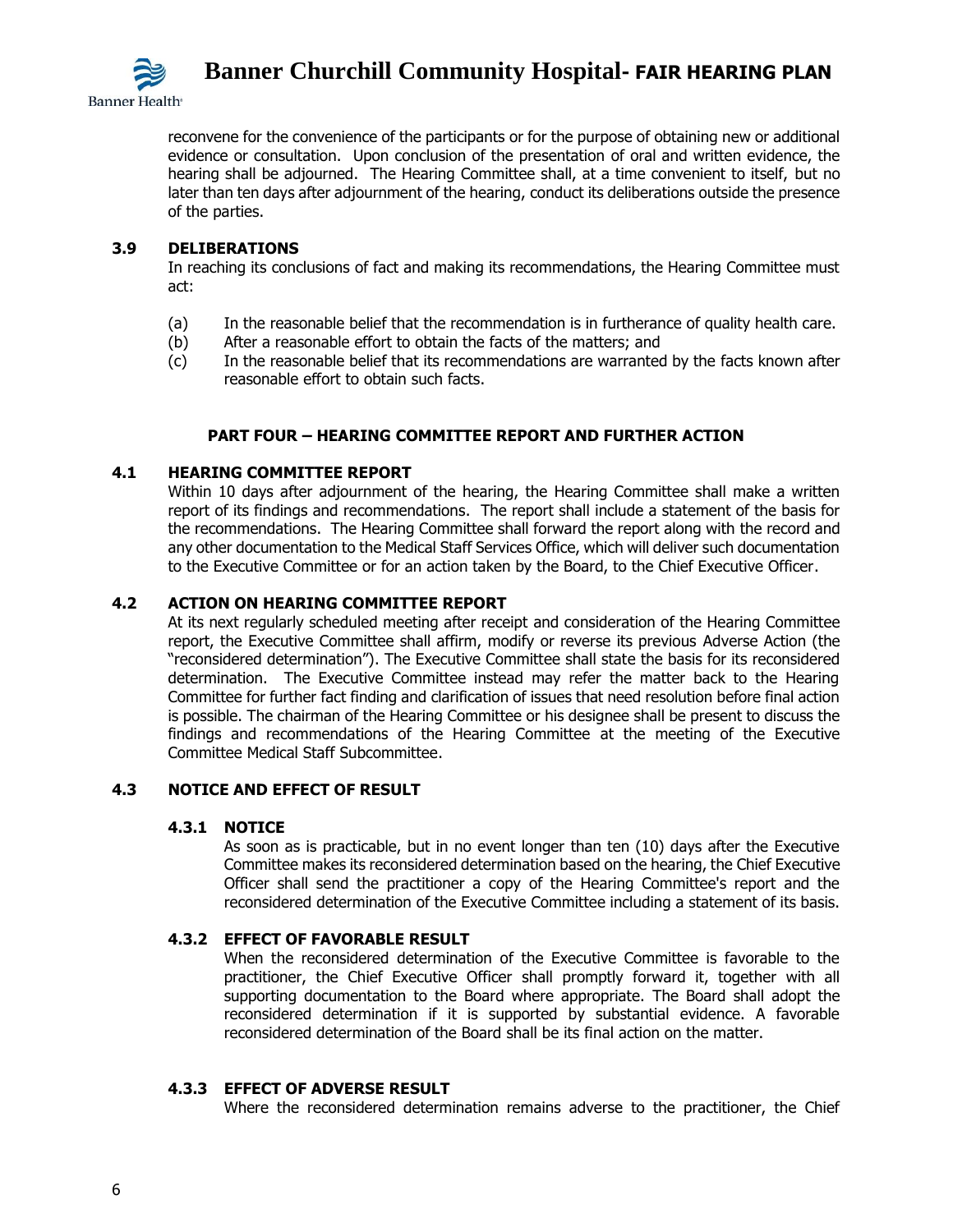reconvene for the convenience of the participants or for the purpose of obtaining new or additional evidence or consultation. Upon conclusion of the presentation of oral and written evidence, the hearing shall be adjourned. The Hearing Committee shall, at a time convenient to itself, but no later than ten days after adjournment of the hearing, conduct its deliberations outside the presence of the parties.

### 3.9 DELIBERATIONS

In reaching its conclusions of fact and making its recommendations, the Hearing Committee must act:

(a) In the reasonable belief that the recommendation is in furtherance of quality health care.

(b) After a reasonable effort to obtain the facts of the matters; and

(c) In the reasonable belief that its recommendations are warranted by the facts known after reasonable effort to obtain such facts.

## PART FOUR – HEARING COMMITTEE REPORT AND FURTHER ACTION

### 4.1 HEARING COMMITTEE REPORT

Within 10 days after adjournment of the hearing, the Hearing Committee shall make a written report of its findings and recommendations. The report shall include a statement of the basis for the recommendations. The Hearing Committee shall forward the report along with the record and any other documentation to the Medical Staff Services Office, which will deliver such documentation to the Executive Committee or for an action taken by the Board, to the Chief Executive Officer.

### 4.2 ACTION ON HEARING COMMITTEE REPORT

At its next regularly scheduled meeting after receipt and consideration of the Hearing Committee report, the Executive Committee shall affirm, modify or reverse its previous Adverse Action (the "reconsidered determination"). The Executive Committee shall state the basis for its reconsidered determination. The Executive Committee instead may refer the matter back to the Hearing Committee for further fact finding and clarification of issues that need resolution before final action is possible. The chairman of the Hearing Committee or his designee shall be present to discuss the findings and recommendations of the Hearing Committee at the meeting of the Executive Committee Medical Staff Subcommittee.

### 4.3 NOTICE AND EFFECT OF RESULT

#### 4.3.1 NOTICE

As soon as is practicable, but in no event longer than ten (10) days after the Executive Committee makes its reconsidered determination based on the hearing, the Chief Executive Officer shall send the practitioner a copy of the Hearing Committee's report and the reconsidered determination of the Executive Committee including a statement of its basis.

#### 4.3.2 EFFECT OF FAVORABLE RESULT

When the reconsidered determination of the Executive Committee is favorable to the practitioner, the Chief Executive Officer shall promptly forward it, together with all supporting documentation to the Board where appropriate. The Board shall adopt the reconsidered determination if it is supported by substantial evidence. A favorable reconsidered determination of the Board shall be its final action on the matter.

#### 4.3.3 EFFECT OF ADVERSE RESULT

Where the reconsidered determination remains adverse to the practitioner, the Chief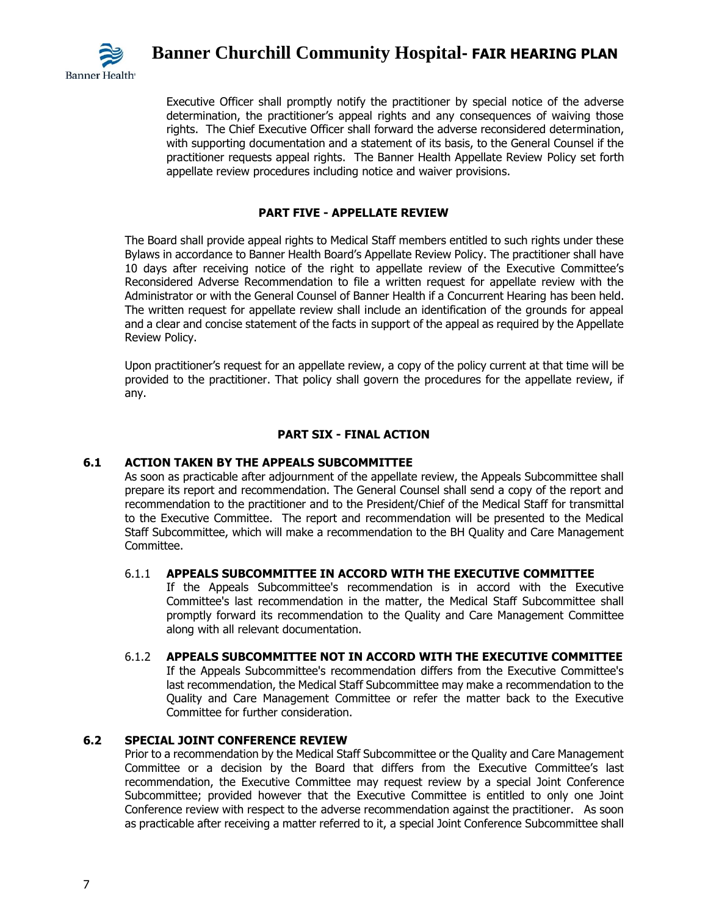Executive Officer shall promptly notify the practitioner by special notice of the adverse determination, the practitioner's appeal rights and any consequences of waiving those rights. The Chief Executive Officer shall forward the adverse reconsidered determination, with supporting documentation and a statement of its basis, to the General Counsel if the practitioner requests appeal rights. The Banner Health Appellate Review Policy set forth appellate review procedures including notice and waiver provisions.

## PART FIVE - APPELLATE REVIEW

The Board shall provide appeal rights to Medical Staff members entitled to such rights under these Bylaws in accordance to Banner Health Board's Appellate Review Policy. The practitioner shall have 10 days after receiving notice of the right to appellate review of the Executive Committee's Reconsidered Adverse Recommendation to file a written request for appellate review with the Administrator or with the General Counsel of Banner Health if a Concurrent Hearing has been held. The written request for appellate review shall include an identification of the grounds for appeal and a clear and concise statement of the facts in support of the appeal as required by the Appellate Review Policy.

Upon practitioner's request for an appellate review, a copy of the policy current at that time will be provided to the practitioner. That policy shall govern the procedures for the appellate review, if any.

## PART SIX - FINAL ACTION

### 6.1 ACTION TAKEN BY THE APPEALS SUBCOMMITTEE

As soon as practicable after adjournment of the appellate review, the Appeals Subcommittee shall prepare its report and recommendation. The General Counsel shall send a copy of the report and recommendation to the practitioner and to the President/Chief of the Medical Staff for transmittal to the Executive Committee. The report and recommendation will be presented to the Medical Staff Subcommittee, which will make a recommendation to the BH Quality and Care Management Committee.

#### 6.1.1 APPEALS SUBCOMMITTEE IN ACCORD WITH THE EXECUTIVE COMMITTEE

If the Appeals Subcommittee's recommendation is in accord with the Executive Committee's last recommendation in the matter, the Medical Staff Subcommittee shall promptly forward its recommendation to the Quality and Care Management Committee along with all relevant documentation.

#### 6.1.2 APPEALS SUBCOMMITTEE NOT IN ACCORD WITH THE EXECUTIVE COMMITTEE

If the Appeals Subcommittee's recommendation differs from the Executive Committee's last recommendation, the Medical Staff Subcommittee may make a recommendation to the Quality and Care Management Committee or refer the matter back to the Executive Committee for further consideration.

### 6.2 SPECIAL JOINT CONFERENCE REVIEW

Prior to a recommendation by the Medical Staff Subcommittee or the Quality and Care Management Committee or a decision by the Board that differs from the Executive Committee's last recommendation, the Executive Committee may request review by a special Joint Conference Subcommittee; provided however that the Executive Committee is entitled to only one Joint Conference review with respect to the adverse recommendation against the practitioner. As soon as practicable after receiving a matter referred to it, a special Joint Conference Subcommittee shall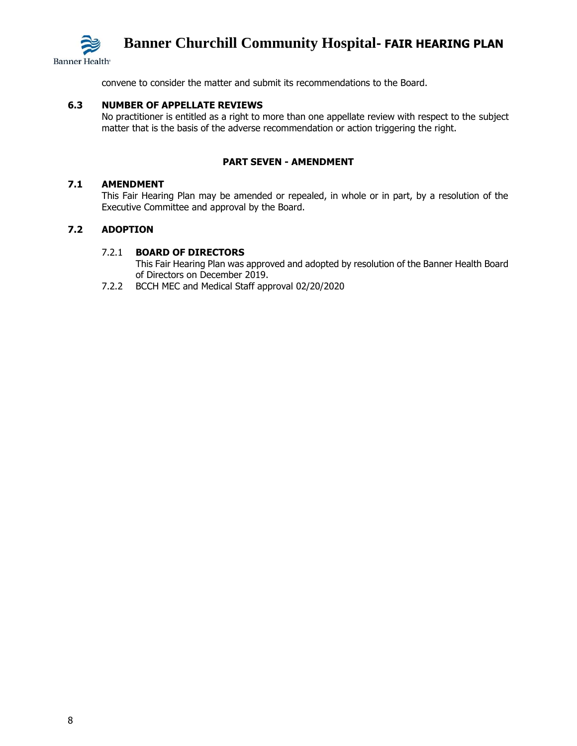convene to consider the matter and submit its recommendations to the Board.

**6.3 NUMBER OF APPELLATE REVIEWS**

No practitioner is entitled as a right to more than one appellate review with respect to the subject matter that is the basis of the adverse recommendation or action triggering the right.

## PART SEVEN - AMENDMENT

**7.1 AMENDMENT**

This Fair Hearing Plan may be amended or repealed, in whole or in part, by a resolution of the Executive Committee and approval by the Board.

**7.2 ADOPTION**

7.2.1 **BOARD OF DIRECTORS**

This Fair Hearing Plan was approved and adopted by resolution of the Banner Health Board of Directors on December 2019.

7.2.2 BCCH MEC and Medical Staff approval 02/20/2020